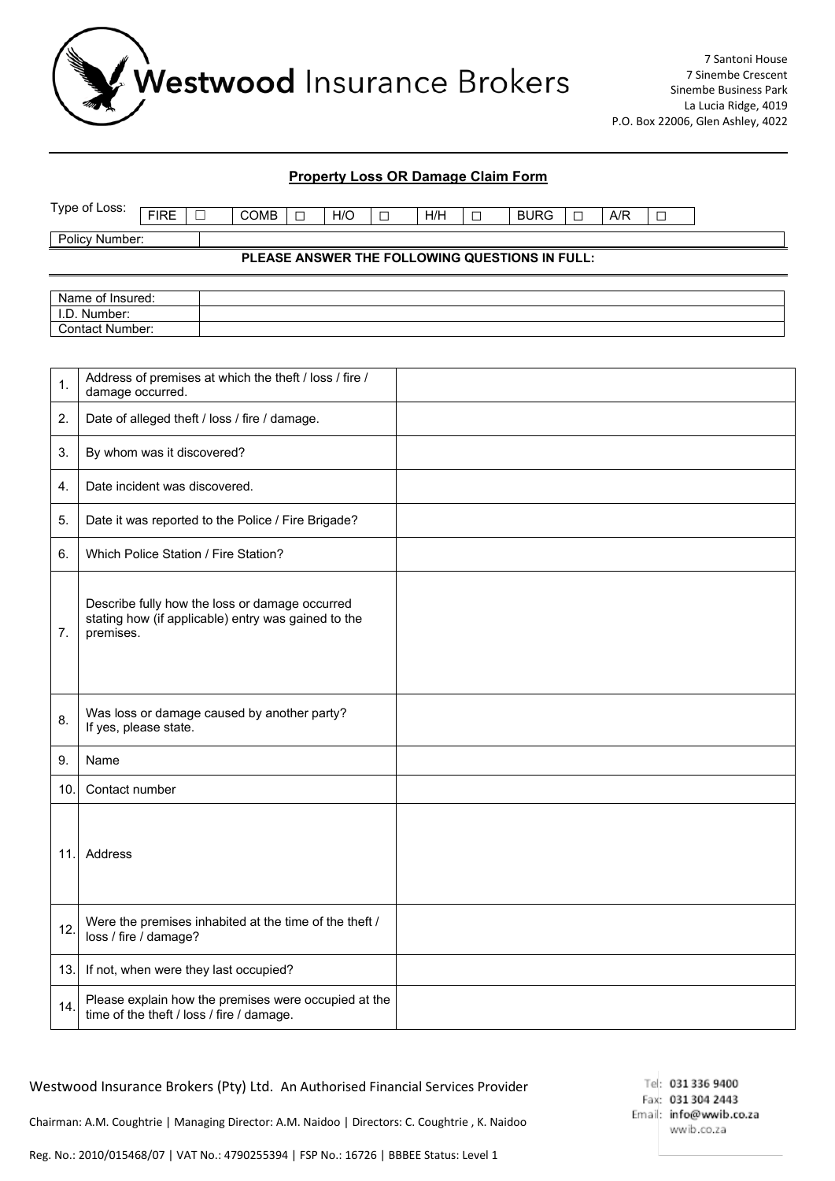Westwood Insurance Brokers

7 Santoni House
7 Sinembe Crescent
Sinembe Business Park
La Lucia Ridge, 4019
P.O. Box 22006, Glen Ashley, 4022

## Property Loss OR Damage Claim Form

Type of Loss:

| FIRE | ☐ | COMB | ☐ | H/O | ☐ | H/H | ☐ | BURG | ☐ | A/R | ☐ |
|---|---|---|---|---|---|---|---|---|---|---|---|

| Policy Number: | |
|---|---|

**PLEASE ANSWER THE FOLLOWING QUESTIONS IN FULL:**

| Name of Insured: | |
|---|---|
| I.D. Number: | |
| Contact Number: | |

| | | |
|---|---|---|
| 1. | Address of premises at which the theft / loss / fire / damage occurred. | |
| 2. | Date of alleged theft / loss / fire / damage. | |
| 3. | By whom was it discovered? | |
| 4. | Date incident was discovered. | |
| 5. | Date it was reported to the Police / Fire Brigade? | |
| 6. | Which Police Station / Fire Station? | |
| 7. | Describe fully how the loss or damage occurred stating how (if applicable) entry was gained to the premises. | |
| 8. | Was loss or damage caused by another party? If yes, please state. | |
| 9. | Name | |
| 10. | Contact number | |
| 11. | Address | |
| 12. | Were the premises inhabited at the time of the theft / loss / fire / damage? | |
| 13. | If not, when were they last occupied? | |
| 14. | Please explain how the premises were occupied at the time of the theft / loss / fire / damage. | |

Westwood Insurance Brokers (Pty) Ltd. An Authorised Financial Services Provider

Chairman: A.M. Coughtrie | Managing Director: A.M. Naidoo | Directors: C. Coughtrie , K. Naidoo

Reg. No.: 2010/015468/07 | VAT No.: 4790255394 | FSP No.: 16726 | BBBEE Status: Level 1

Tel: 031 336 9400
Fax: 031 304 2443
Email: info@wwib.co.za
wwib.co.za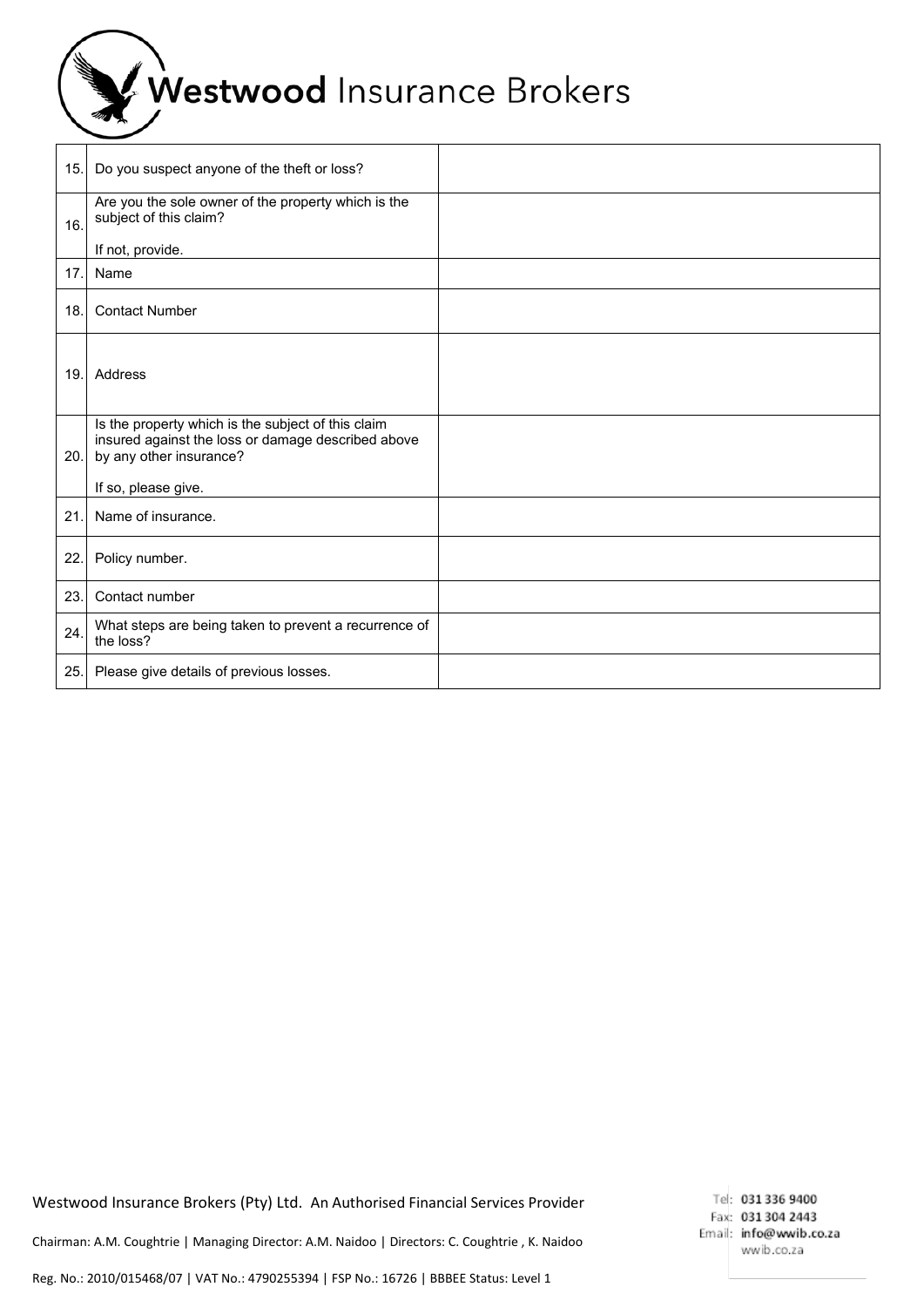| | | |
|---|---|---|
| 15. | Do you suspect anyone of the theft or loss? | |
| 16. | Are you the sole owner of the property which is the subject of this claim?<br><br>If not, provide. | |
| 17. | Name | |
| 18. | Contact Number | |
| 19. | Address | |
| 20. | Is the property which is the subject of this claim insured against the loss or damage described above by any other insurance?<br><br>If so, please give. | |
| 21. | Name of insurance. | |
| 22. | Policy number. | |
| 23. | Contact number | |
| 24. | What steps are being taken to prevent a recurrence of the loss? | |
| 25. | Please give details of previous losses. | |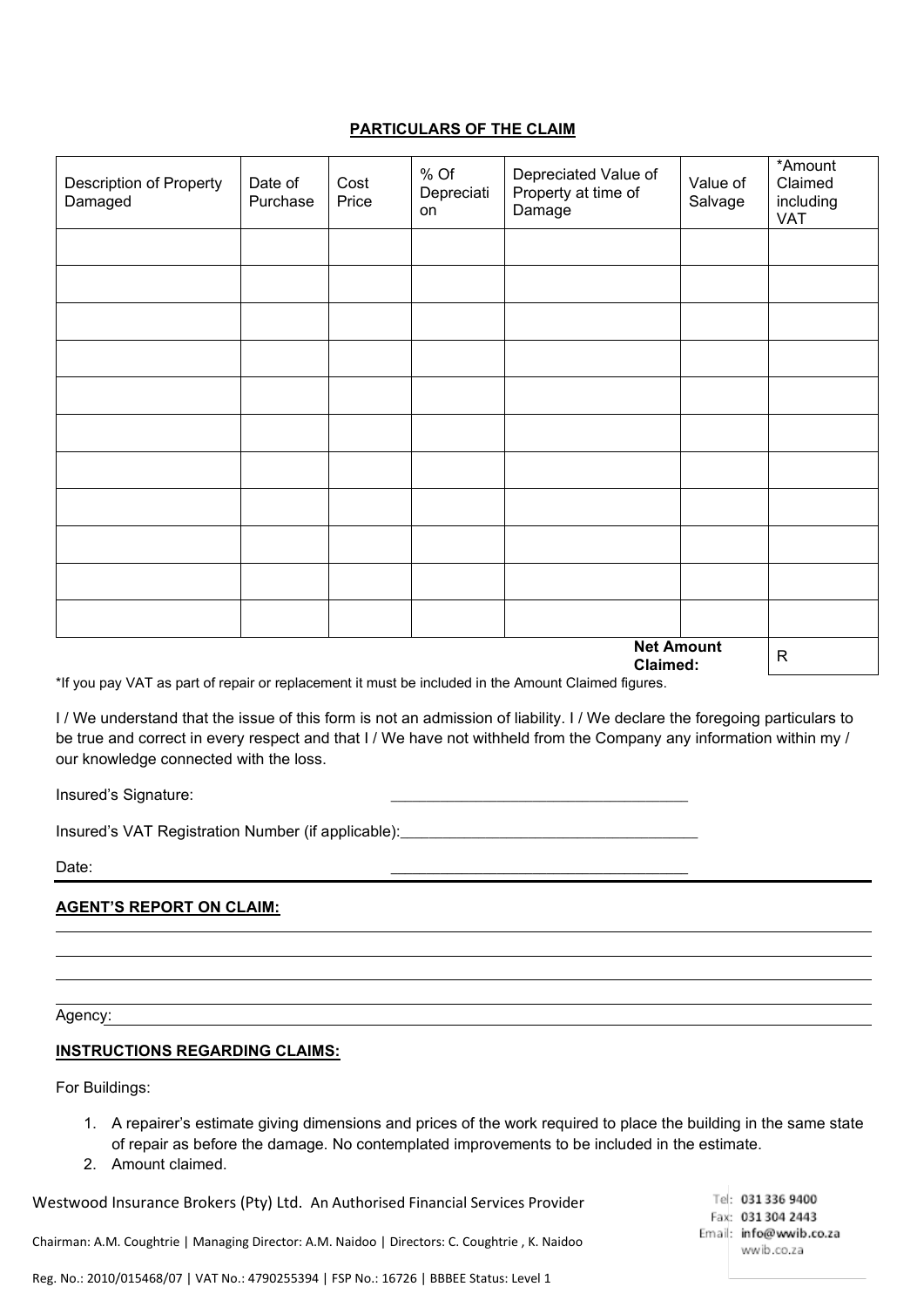## PARTICULARS OF THE CLAIM

| Description of Property Damaged | Date of Purchase | Cost Price | % Of Depreciation | Depreciated Value of Property at time of Damage | Value of Salvage | *Amount Claimed including VAT |
|---|---|---|---|---|---|---|
| | | | | | | |
| | | | | | | |
| | | | | | | |
| | | | | | | |
| | | | | | | |
| | | | | | | |
| | | | | | | |
| | | | | | | |
| | | | | | | |
| | | | | | | |
| | | | | | | |
| | | | | | **Net Amount Claimed:** | R |

*If you pay VAT as part of repair or replacement it must be included in the Amount Claimed figures.

I / We understand that the issue of this form is not an admission of liability. I / We declare the foregoing particulars to be true and correct in every respect and that I / We have not withheld from the Company any information within my / our knowledge connected with the loss.

Insured's Signature: ___________________________________

Insured's VAT Registration Number (if applicable):___________________________________

Date: ___________________________________

### AGENT'S REPORT ON CLAIM:

___________________________________

___________________________________

___________________________________

___________________________________

Agency:___________________________________

### INSTRUCTIONS REGARDING CLAIMS:

For Buildings:

1. A repairer's estimate giving dimensions and prices of the work required to place the building in the same state of repair as before the damage. No contemplated improvements to be included in the estimate.
2. Amount claimed.

Westwood Insurance Brokers (Pty) Ltd. An Authorised Financial Services Provider

Chairman: A.M. Coughtrie | Managing Director: A.M. Naidoo | Directors: C. Coughtrie , K. Naidoo

Reg. No.: 2010/015468/07 | VAT No.: 4790255394 | FSP No.: 16726 | BBBEE Status: Level 1

Tel: 031 336 9400
Fax: 031 304 2443
Email: info@wwib.co.za
wwib.co.za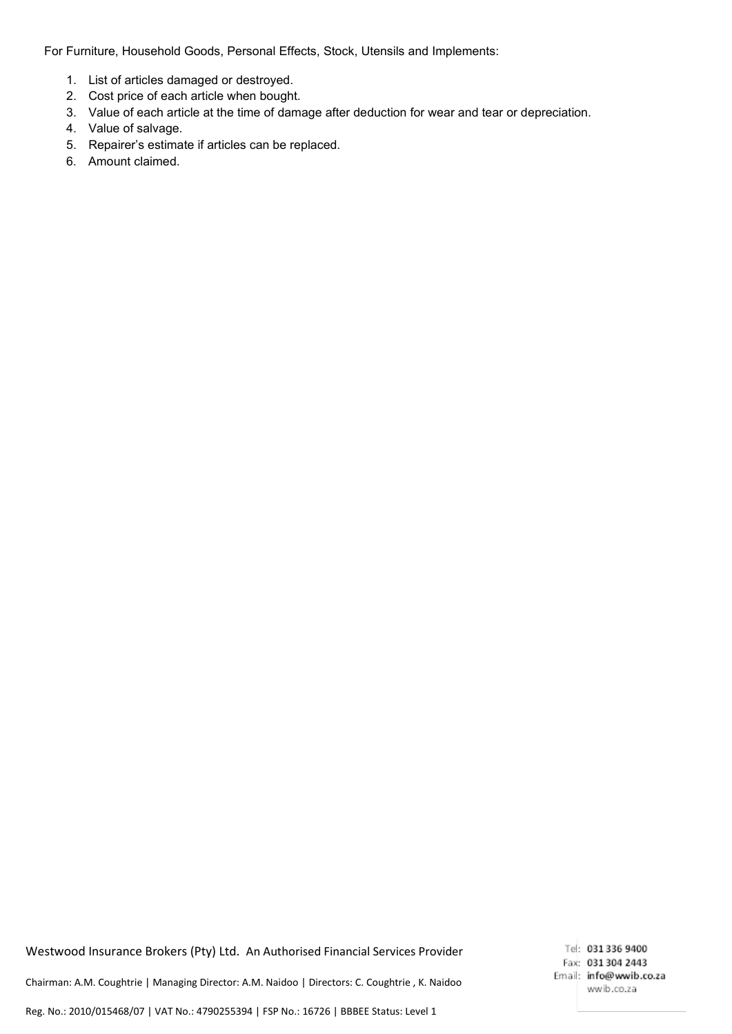For Furniture, Household Goods, Personal Effects, Stock, Utensils and Implements:

1. List of articles damaged or destroyed.
2. Cost price of each article when bought.
3. Value of each article at the time of damage after deduction for wear and tear or depreciation.
4. Value of salvage.
5. Repairer's estimate if articles can be replaced.
6. Amount claimed.